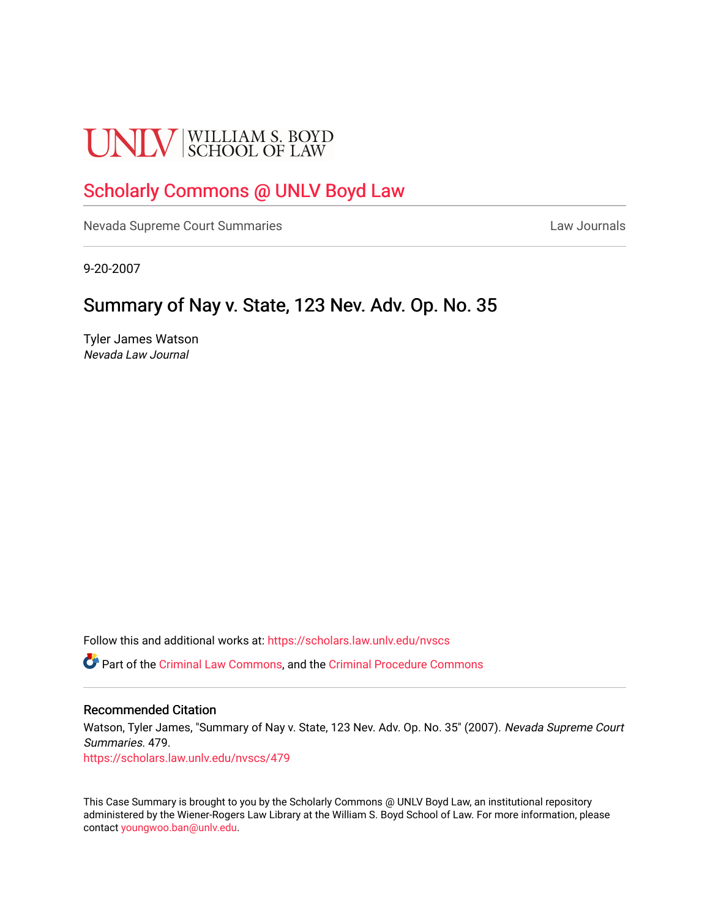UNLV | WILLIAM S. BOYD SCHOOL OF LAW

# Scholarly Commons @ UNLV Boyd Law

Nevada Supreme Court Summaries

Law Journals

9-20-2007

## Summary of Nay v. State, 123 Nev. Adv. Op. No. 35

Tyler James Watson
*Nevada Law Journal*

Follow this and additional works at: https://scholars.law.unlv.edu/nvscs

Part of the Criminal Law Commons, and the Criminal Procedure Commons

### Recommended Citation

Watson, Tyler James, "Summary of Nay v. State, 123 Nev. Adv. Op. No. 35" (2007). *Nevada Supreme Court Summaries*. 479.
https://scholars.law.unlv.edu/nvscs/479

This Case Summary is brought to you by the Scholarly Commons @ UNLV Boyd Law, an institutional repository administered by the Wiener-Rogers Law Library at the William S. Boyd School of Law. For more information, please contact youngwoo.ban@unlv.edu.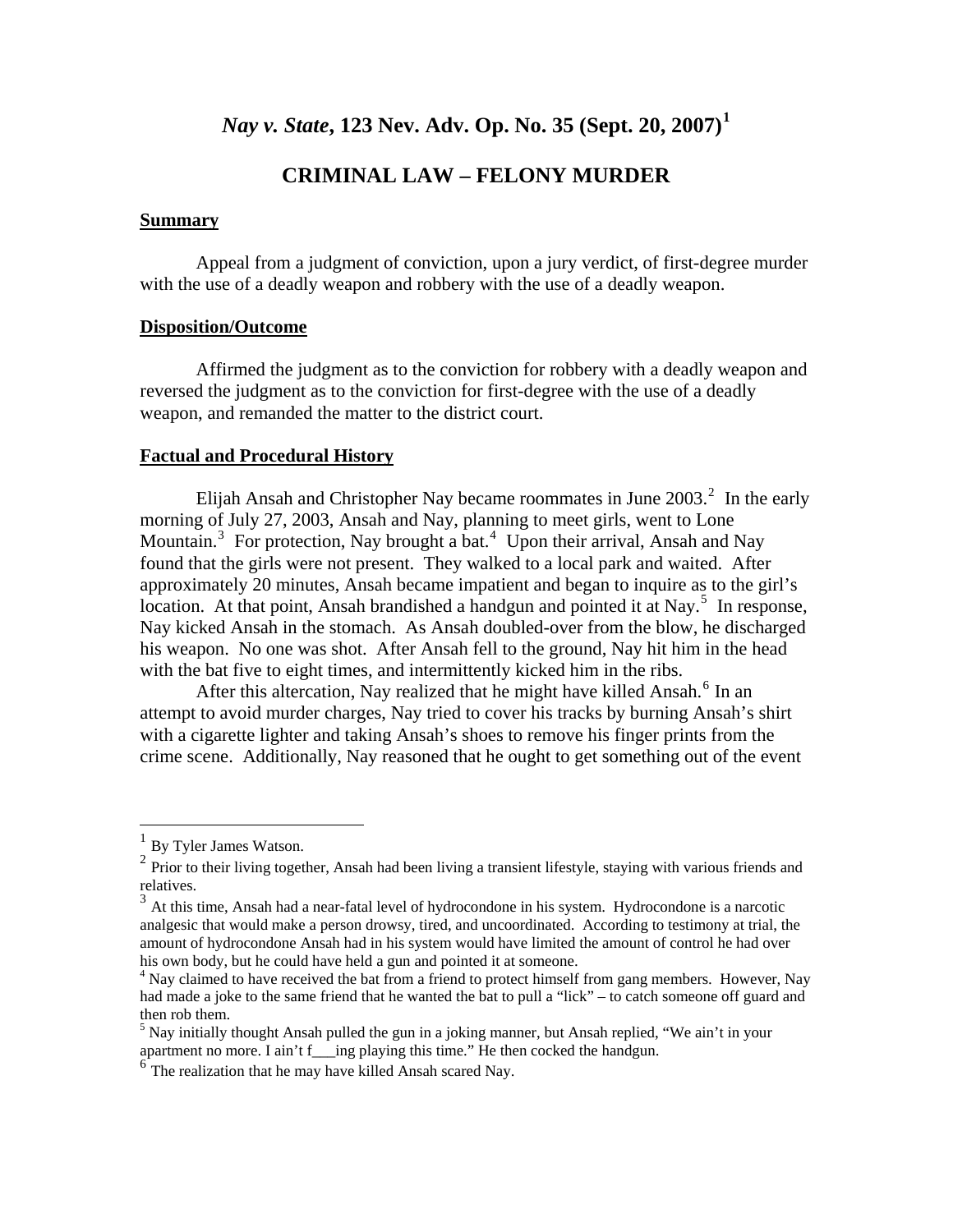# *Nay v. State*, 123 Nev. Adv. Op. No. 35 (Sept. 20, 2007)[1]

## CRIMINAL LAW – FELONY MURDER

### Summary

Appeal from a judgment of conviction, upon a jury verdict, of first-degree murder with the use of a deadly weapon and robbery with the use of a deadly weapon.

### Disposition/Outcome

Affirmed the judgment as to the conviction for robbery with a deadly weapon and reversed the judgment as to the conviction for first-degree with the use of a deadly weapon, and remanded the matter to the district court.

### Factual and Procedural History

Elijah Ansah and Christopher Nay became roommates in June 2003.[2] In the early morning of July 27, 2003, Ansah and Nay, planning to meet girls, went to Lone Mountain.[3] For protection, Nay brought a bat.[4] Upon their arrival, Ansah and Nay found that the girls were not present. They walked to a local park and waited. After approximately 20 minutes, Ansah became impatient and began to inquire as to the girl's location. At that point, Ansah brandished a handgun and pointed it at Nay.[5] In response, Nay kicked Ansah in the stomach. As Ansah doubled-over from the blow, he discharged his weapon. No one was shot. After Ansah fell to the ground, Nay hit him in the head with the bat five to eight times, and intermittently kicked him in the ribs.

After this altercation, Nay realized that he might have killed Ansah.[6] In an attempt to avoid murder charges, Nay tried to cover his tracks by burning Ansah's shirt with a cigarette lighter and taking Ansah's shoes to remove his finger prints from the crime scene. Additionally, Nay reasoned that he ought to get something out of the event

---

[1] By Tyler James Watson.

[2] Prior to their living together, Ansah had been living a transient lifestyle, staying with various friends and relatives.

[3] At this time, Ansah had a near-fatal level of hydrocondone in his system. Hydrocondone is a narcotic analgesic that would make a person drowsy, tired, and uncoordinated. According to testimony at trial, the amount of hydrocondone Ansah had in his system would have limited the amount of control he had over his own body, but he could have held a gun and pointed it at someone.

[4] Nay claimed to have received the bat from a friend to protect himself from gang members. However, Nay had made a joke to the same friend that he wanted the bat to pull a "lick" – to catch someone off guard and then rob them.

[5] Nay initially thought Ansah pulled the gun in a joking manner, but Ansah replied, "We ain't in your apartment no more. I ain't f___ing playing this time." He then cocked the handgun.

[6] The realization that he may have killed Ansah scared Nay.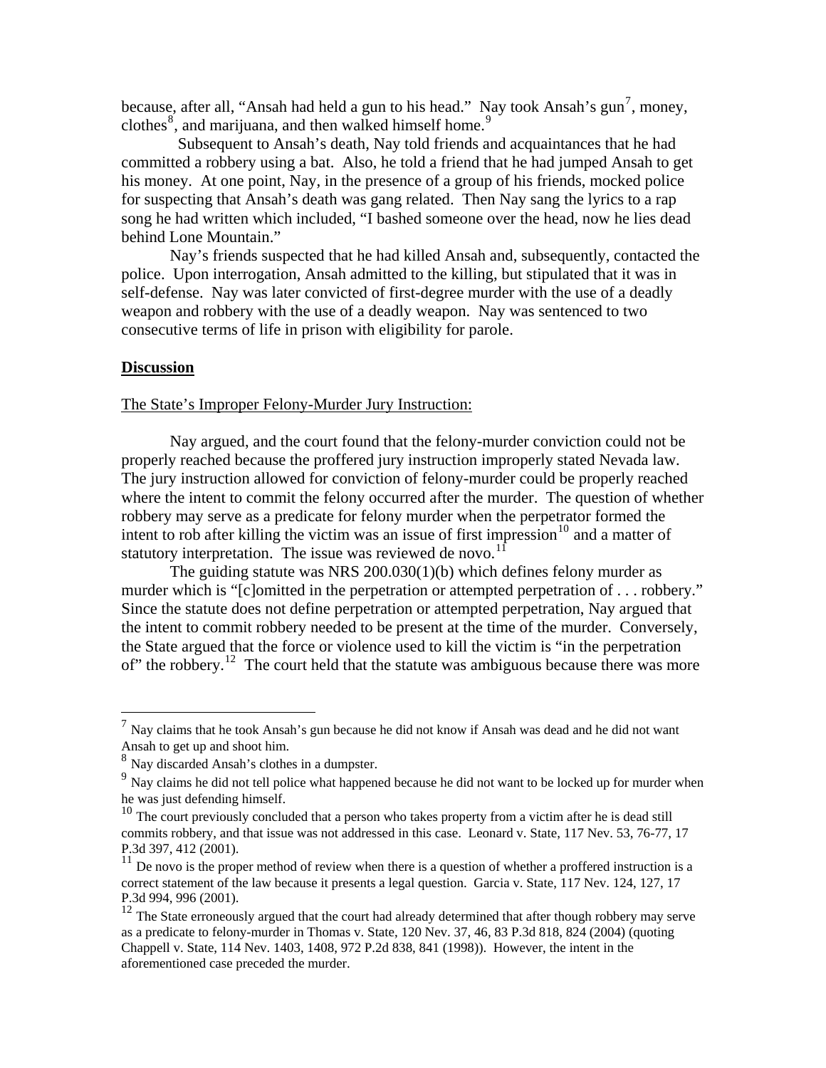because, after all, "Ansah had held a gun to his head." Nay took Ansah's gun[7], money, clothes[8], and marijuana, and then walked himself home.[9]

Subsequent to Ansah's death, Nay told friends and acquaintances that he had committed a robbery using a bat. Also, he told a friend that he had jumped Ansah to get his money. At one point, Nay, in the presence of a group of his friends, mocked police for suspecting that Ansah's death was gang related. Then Nay sang the lyrics to a rap song he had written which included, "I bashed someone over the head, now he lies dead behind Lone Mountain."

Nay's friends suspected that he had killed Ansah and, subsequently, contacted the police. Upon interrogation, Ansah admitted to the killing, but stipulated that it was in self-defense. Nay was later convicted of first-degree murder with the use of a deadly weapon and robbery with the use of a deadly weapon. Nay was sentenced to two consecutive terms of life in prison with eligibility for parole.

## Discussion

### The State's Improper Felony-Murder Jury Instruction:

Nay argued, and the court found that the felony-murder conviction could not be properly reached because the proffered jury instruction improperly stated Nevada law. The jury instruction allowed for conviction of felony-murder could be properly reached where the intent to commit the felony occurred after the murder. The question of whether robbery may serve as a predicate for felony murder when the perpetrator formed the intent to rob after killing the victim was an issue of first impression[10] and a matter of statutory interpretation. The issue was reviewed de novo.[11]

The guiding statute was NRS 200.030(1)(b) which defines felony murder as murder which is "[c]omitted in the perpetration or attempted perpetration of . . . robbery." Since the statute does not define perpetration or attempted perpetration, Nay argued that the intent to commit robbery needed to be present at the time of the murder. Conversely, the State argued that the force or violence used to kill the victim is "in the perpetration of" the robbery.[12] The court held that the statute was ambiguous because there was more

---

[7] Nay claims that he took Ansah's gun because he did not know if Ansah was dead and he did not want Ansah to get up and shoot him.

[8] Nay discarded Ansah's clothes in a dumpster.

[9] Nay claims he did not tell police what happened because he did not want to be locked up for murder when he was just defending himself.

[10] The court previously concluded that a person who takes property from a victim after he is dead still commits robbery, and that issue was not addressed in this case. Leonard v. State, 117 Nev. 53, 76-77, 17 P.3d 397, 412 (2001).

[11] De novo is the proper method of review when there is a question of whether a proffered instruction is a correct statement of the law because it presents a legal question. Garcia v. State, 117 Nev. 124, 127, 17 P.3d 994, 996 (2001).

[12] The State erroneously argued that the court had already determined that after though robbery may serve as a predicate to felony-murder in Thomas v. State, 120 Nev. 37, 46, 83 P.3d 818, 824 (2004) (quoting Chappell v. State, 114 Nev. 1403, 1408, 972 P.2d 838, 841 (1998)). However, the intent in the aforementioned case preceded the murder.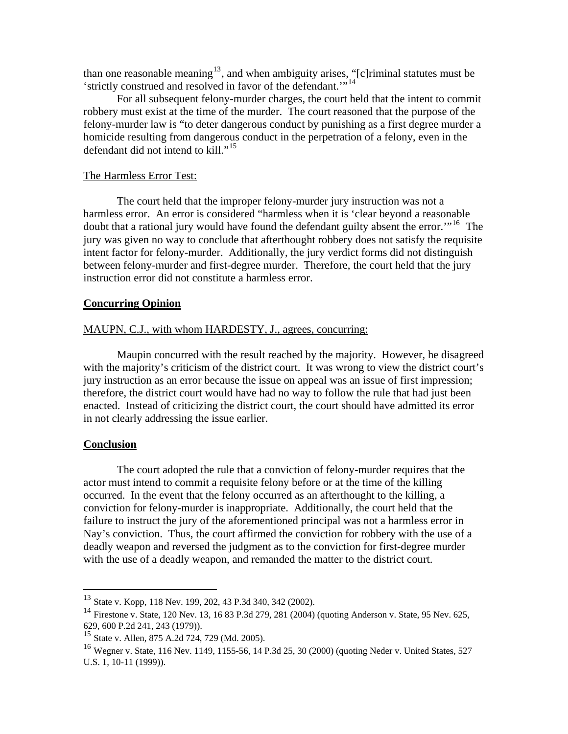than one reasonable meaning[13], and when ambiguity arises, "[c]riminal statutes must be 'strictly construed and resolved in favor of the defendant.'"[14]

For all subsequent felony-murder charges, the court held that the intent to commit robbery must exist at the time of the murder. The court reasoned that the purpose of the felony-murder law is "to deter dangerous conduct by punishing as a first degree murder a homicide resulting from dangerous conduct in the perpetration of a felony, even in the defendant did not intend to kill."[15]

The Harmless Error Test:

The court held that the improper felony-murder jury instruction was not a harmless error. An error is considered "harmless when it is 'clear beyond a reasonable doubt that a rational jury would have found the defendant guilty absent the error.'"[16] The jury was given no way to conclude that afterthought robbery does not satisfy the requisite intent factor for felony-murder. Additionally, the jury verdict forms did not distinguish between felony-murder and first-degree murder. Therefore, the court held that the jury instruction error did not constitute a harmless error.

## **Concurring Opinion**

MAUPN, C.J., with whom HARDESTY, J., agrees, concurring:

Maupin concurred with the result reached by the majority. However, he disagreed with the majority's criticism of the district court. It was wrong to view the district court's jury instruction as an error because the issue on appeal was an issue of first impression; therefore, the district court would have had no way to follow the rule that had just been enacted. Instead of criticizing the district court, the court should have admitted its error in not clearly addressing the issue earlier.

## **Conclusion**

The court adopted the rule that a conviction of felony-murder requires that the actor must intend to commit a requisite felony before or at the time of the killing occurred. In the event that the felony occurred as an afterthought to the killing, a conviction for felony-murder is inappropriate. Additionally, the court held that the failure to instruct the jury of the aforementioned principal was not a harmless error in Nay's conviction. Thus, the court affirmed the conviction for robbery with the use of a deadly weapon and reversed the judgment as to the conviction for first-degree murder with the use of a deadly weapon, and remanded the matter to the district court.

---

[13] State v. Kopp, 118 Nev. 199, 202, 43 P.3d 340, 342 (2002).

[14] Firestone v. State, 120 Nev. 13, 16 83 P.3d 279, 281 (2004) (quoting Anderson v. State, 95 Nev. 625, 629, 600 P.2d 241, 243 (1979)).

[15] State v. Allen, 875 A.2d 724, 729 (Md. 2005).

[16] Wegner v. State, 116 Nev. 1149, 1155-56, 14 P.3d 25, 30 (2000) (quoting Neder v. United States, 527 U.S. 1, 10-11 (1999)).